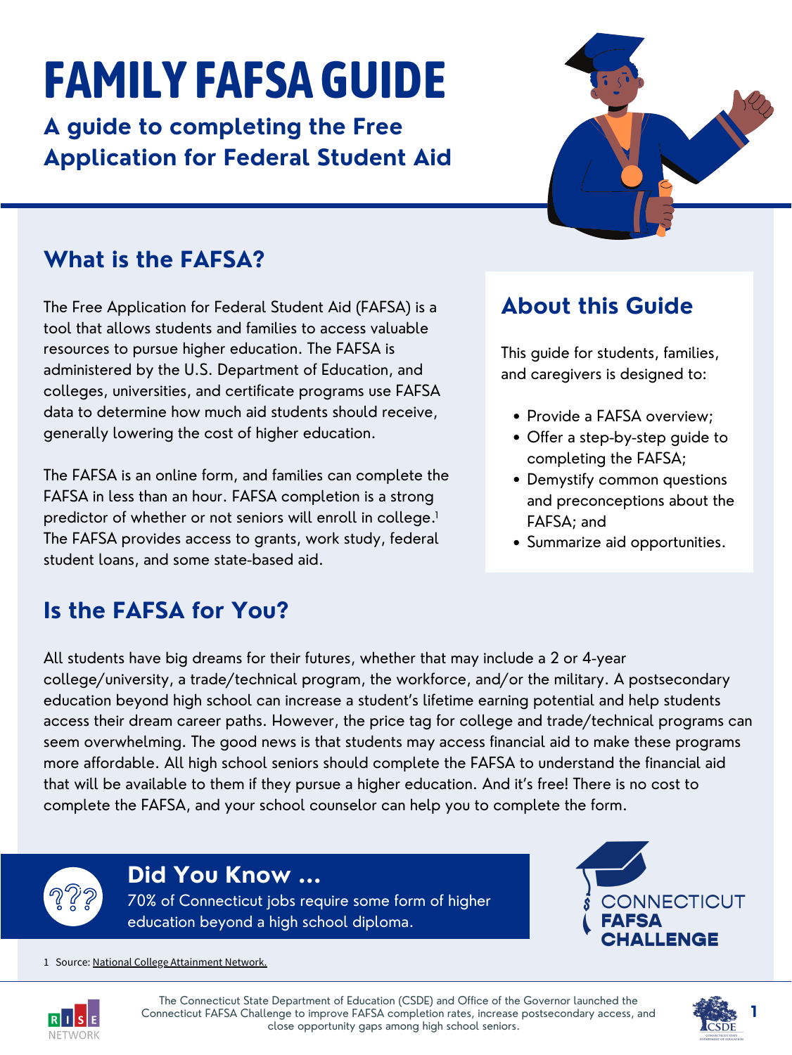# FAMILY FAFSA GUIDE

## A guide to completing the Free Application for Federal Student Aid

## What is the FAFSA?

The Free Application for Federal Student Aid (FAFSA) is a tool that allows students and families to access valuable resources to pursue higher education. The FAFSA is administered by the U.S. Department of Education, and colleges, universities, and certificate programs use FAFSA data to determine how much aid students should receive, generally lowering the cost of higher education.

The FAFSA is an online form, and families can complete the FAFSA in less than an hour. FAFSA completion is a strong predictor of whether or not seniors will enroll in college.[1] The FAFSA provides access to grants, work study, federal student loans, and some state-based aid.

## About this Guide

This guide for students, families, and caregivers is designed to:

- Provide a FAFSA overview;
- Offer a step-by-step guide to completing the FAFSA;
- Demystify common questions and preconceptions about the FAFSA; and
- Summarize aid opportunities.

## Is the FAFSA for You?

All students have big dreams for their futures, whether that may include a 2 or 4-year college/university, a trade/technical program, the workforce, and/or the military. A postsecondary education beyond high school can increase a student's lifetime earning potential and help students access their dream career paths. However, the price tag for college and trade/technical programs can seem overwhelming. The good news is that students may access financial aid to make these programs more affordable. All high school seniors should complete the FAFSA to understand the financial aid that will be available to them if they pursue a higher education. And it's free! There is no cost to complete the FAFSA, and your school counselor can help you to complete the form.

### Did You Know ...

70% of Connecticut jobs require some form of higher education beyond a high school diploma.

CONNECTICUT FAFSA CHALLENGE

1 Source: National College Attainment Network.

The Connecticut State Department of Education (CSDE) and Office of the Governor launched the Connecticut FAFSA Challenge to improve FAFSA completion rates, increase postsecondary access, and close opportunity gaps among high school seniors.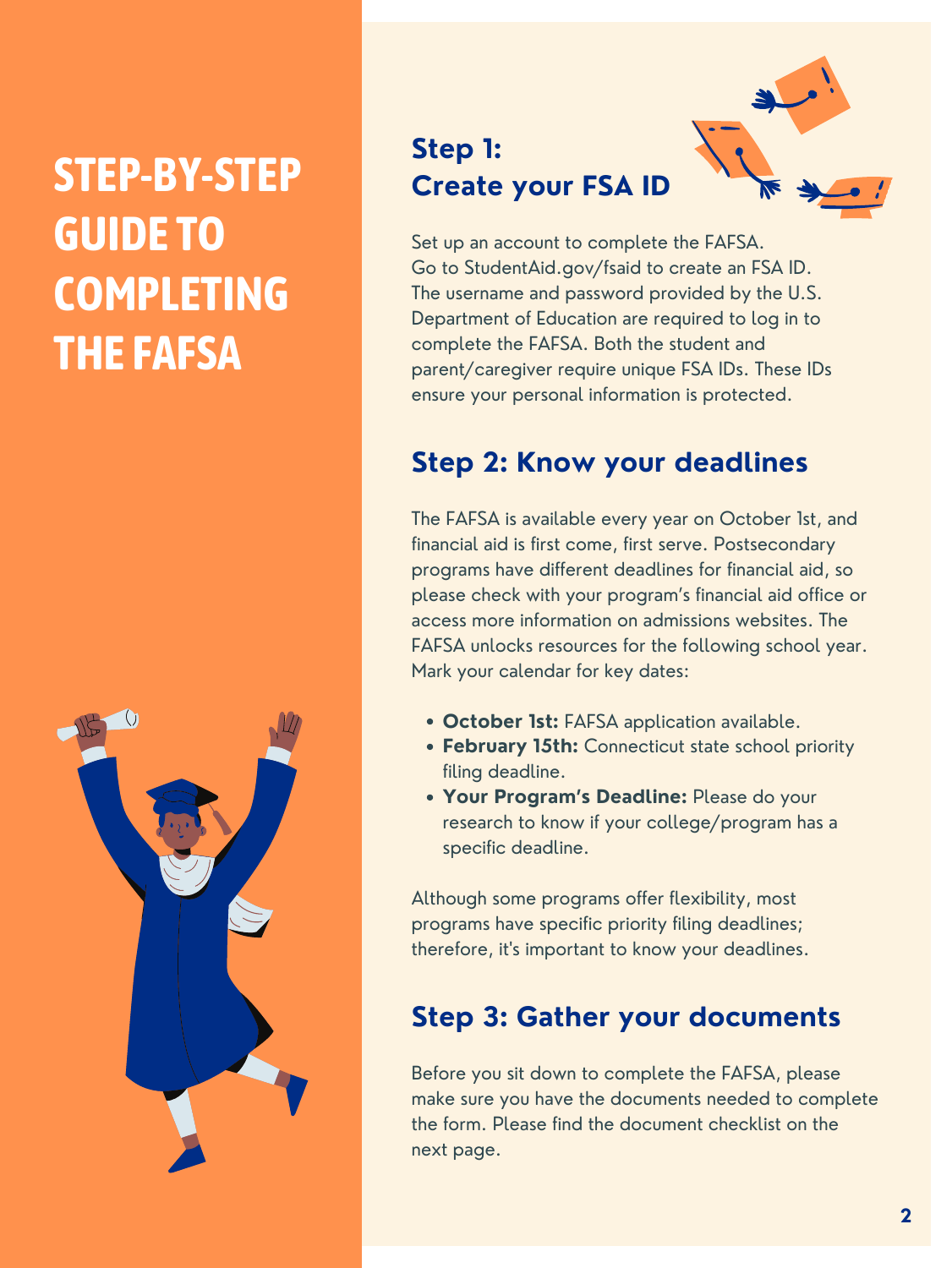# STEP-BY-STEP GUIDE TO COMPLETING THE FAFSA

## Step 1: Create your FSA ID

Set up an account to complete the FAFSA. Go to StudentAid.gov/fsaid to create an FSA ID. The username and password provided by the U.S. Department of Education are required to log in to complete the FAFSA. Both the student and parent/caregiver require unique FSA IDs. These IDs ensure your personal information is protected.

## Step 2: Know your deadlines

The FAFSA is available every year on October 1st, and financial aid is first come, first serve. Postsecondary programs have different deadlines for financial aid, so please check with your program's financial aid office or access more information on admissions websites. The FAFSA unlocks resources for the following school year. Mark your calendar for key dates:

- **October 1st:** FAFSA application available.
- **February 15th:** Connecticut state school priority filing deadline.
- **Your Program's Deadline:** Please do your research to know if your college/program has a specific deadline.

Although some programs offer flexibility, most programs have specific priority filing deadlines; therefore, it's important to know your deadlines.

## Step 3: Gather your documents

Before you sit down to complete the FAFSA, please make sure you have the documents needed to complete the form. Please find the document checklist on the next page.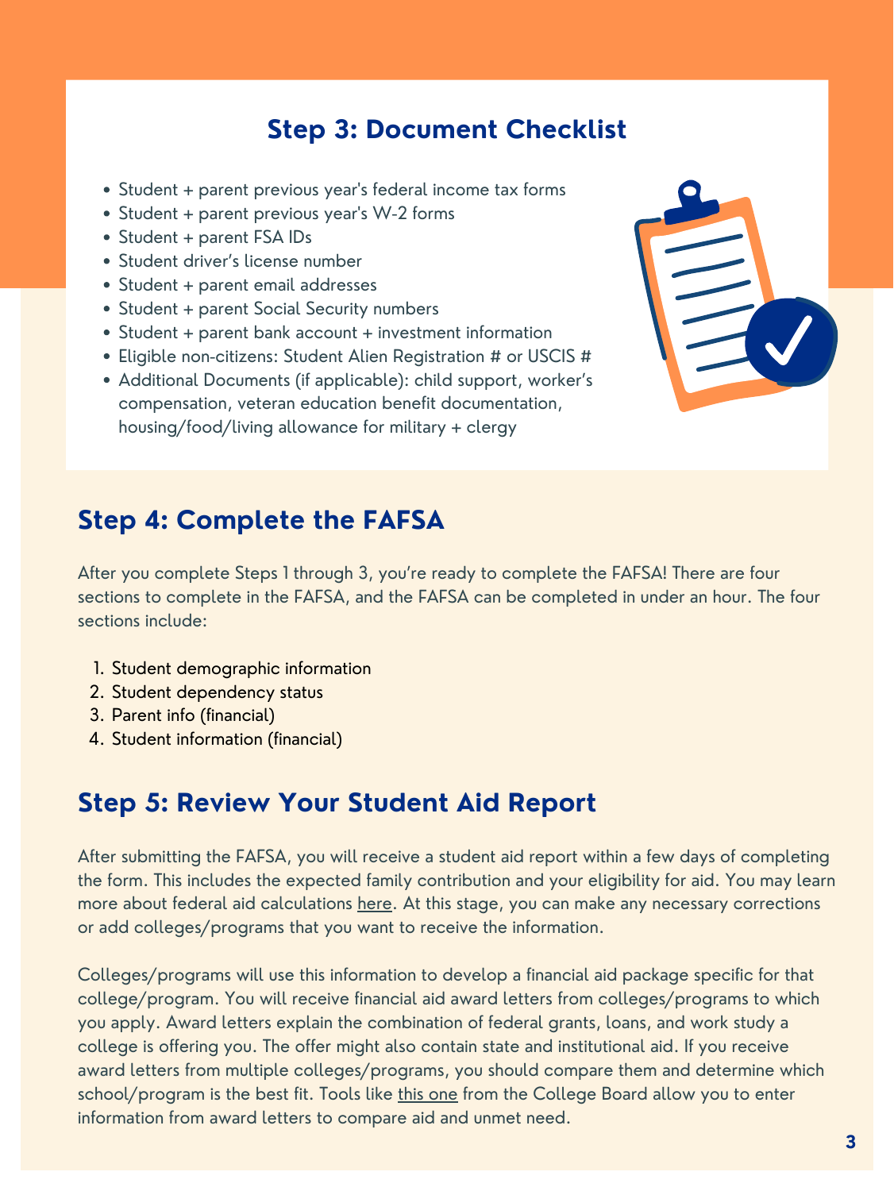## Step 3: Document Checklist

- Student + parent previous year's federal income tax forms
- Student + parent previous year's W-2 forms
- Student + parent FSA IDs
- Student driver's license number
- Student + parent email addresses
- Student + parent Social Security numbers
- Student + parent bank account + investment information
- Eligible non-citizens: Student Alien Registration # or USCIS #
- Additional Documents (if applicable): child support, worker's compensation, veteran education benefit documentation, housing/food/living allowance for military + clergy

## Step 4: Complete the FAFSA

After you complete Steps 1 through 3, you're ready to complete the FAFSA! There are four sections to complete in the FAFSA, and the FAFSA can be completed in under an hour. The four sections include:

1. Student demographic information
2. Student dependency status
3. Parent info (financial)
4. Student information (financial)

## Step 5: Review Your Student Aid Report

After submitting the FAFSA, you will receive a student aid report within a few days of completing the form. This includes the expected family contribution and your eligibility for aid. You may learn more about federal aid calculations here. At this stage, you can make any necessary corrections or add colleges/programs that you want to receive the information.

Colleges/programs will use this information to develop a financial aid package specific for that college/program. You will receive financial aid award letters from colleges/programs to which you apply. Award letters explain the combination of federal grants, loans, and work study a college is offering you. The offer might also contain state and institutional aid. If you receive award letters from multiple colleges/programs, you should compare them and determine which school/program is the best fit. Tools like this one from the College Board allow you to enter information from award letters to compare aid and unmet need.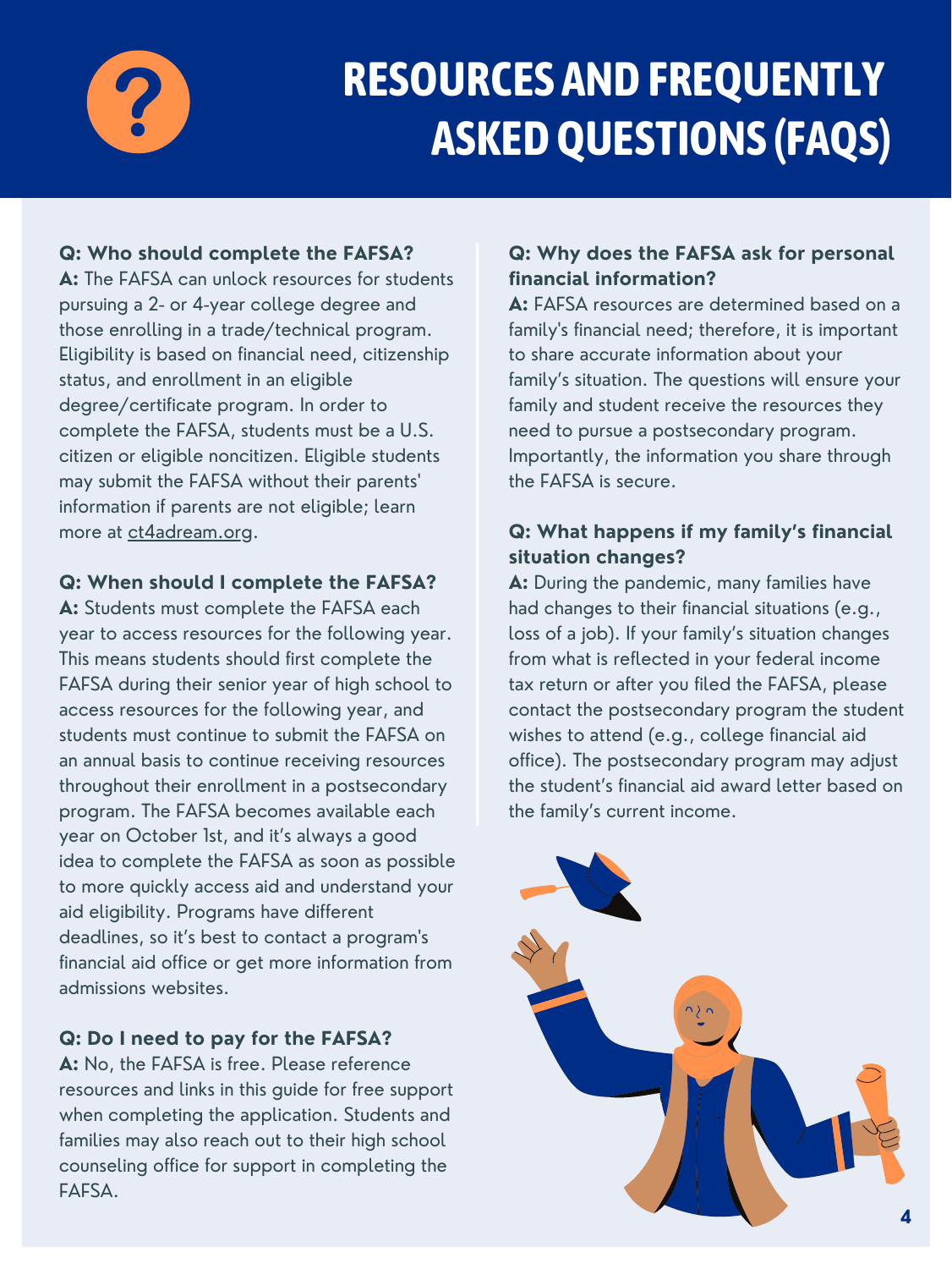# RESOURCES AND FREQUENTLY ASKED QUESTIONS (FAQS)

**Q: Who should complete the FAFSA?**

**A:** The FAFSA can unlock resources for students pursuing a 2- or 4-year college degree and those enrolling in a trade/technical program. Eligibility is based on financial need, citizenship status, and enrollment in an eligible degree/certificate program. In order to complete the FAFSA, students must be a U.S. citizen or eligible noncitizen. Eligible students may submit the FAFSA without their parents' information if parents are not eligible; learn more at ct4adream.org.

**Q: When should I complete the FAFSA?**

**A:** Students must complete the FAFSA each year to access resources for the following year. This means students should first complete the FAFSA during their senior year of high school to access resources for the following year, and students must continue to submit the FAFSA on an annual basis to continue receiving resources throughout their enrollment in a postsecondary program. The FAFSA becomes available each year on October 1st, and it's always a good idea to complete the FAFSA as soon as possible to more quickly access aid and understand your aid eligibility. Programs have different deadlines, so it's best to contact a program's financial aid office or get more information from admissions websites.

**Q: Do I need to pay for the FAFSA?**

**A:** No, the FAFSA is free. Please reference resources and links in this guide for free support when completing the application. Students and families may also reach out to their high school counseling office for support in completing the FAFSA.

**Q: Why does the FAFSA ask for personal financial information?**

**A:** FAFSA resources are determined based on a family's financial need; therefore, it is important to share accurate information about your family's situation. The questions will ensure your family and student receive the resources they need to pursue a postsecondary program. Importantly, the information you share through the FAFSA is secure.

**Q: What happens if my family's financial situation changes?**

**A:** During the pandemic, many families have had changes to their financial situations (e.g., loss of a job). If your family's situation changes from what is reflected in your federal income tax return or after you filed the FAFSA, please contact the postsecondary program the student wishes to attend (e.g., college financial aid office). The postsecondary program may adjust the student's financial aid award letter based on the family's current income.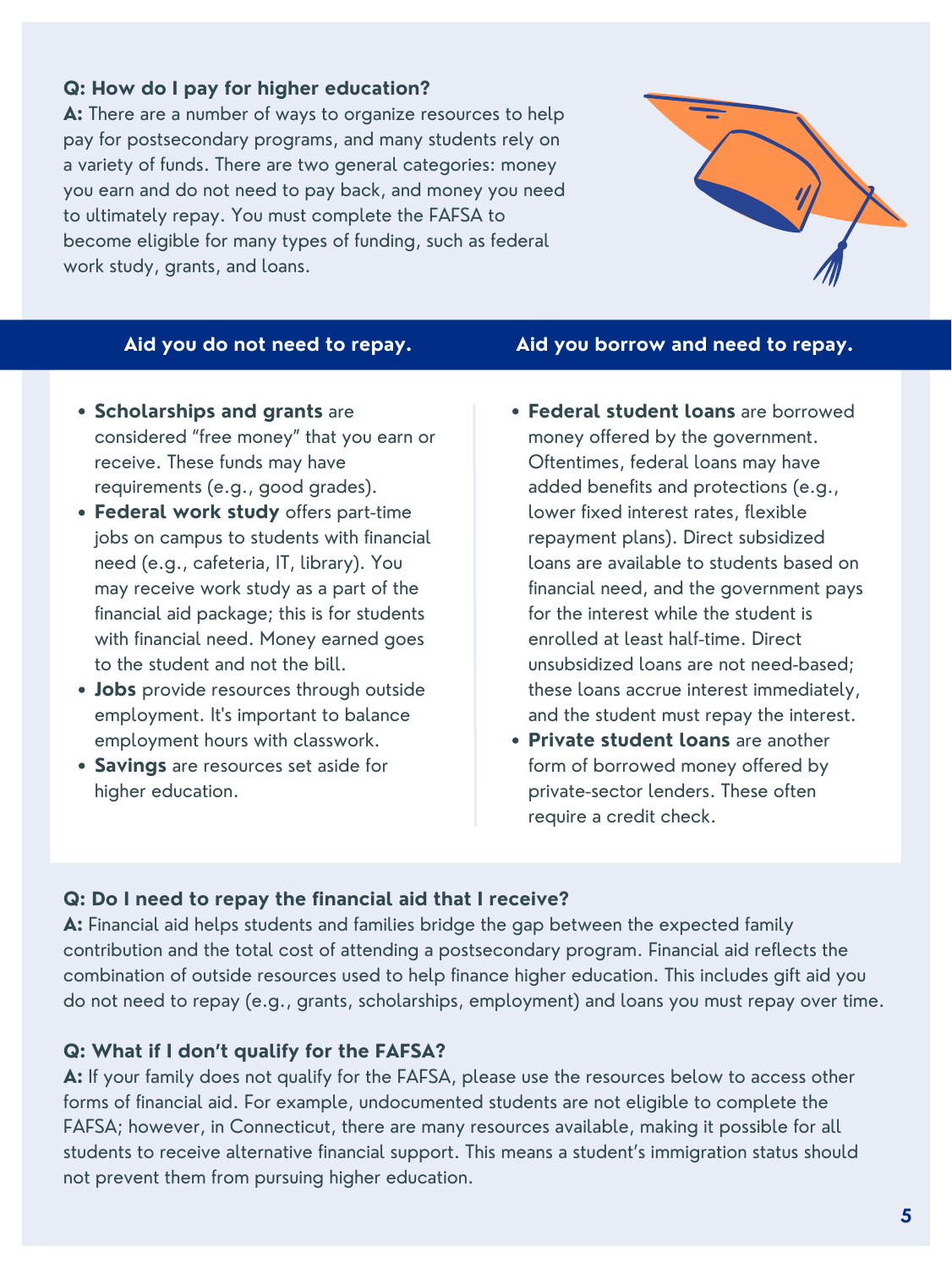**Q: How do I pay for higher education?**

**A:** There are a number of ways to organize resources to help pay for postsecondary programs, and many students rely on a variety of funds. There are two general categories: money you earn and do not need to pay back, and money you need to ultimately repay. You must complete the FAFSA to become eligible for many types of funding, such as federal work study, grants, and loans.

## Aid you do not need to repay.

- **Scholarships and grants** are considered “free money” that you earn or receive. These funds may have requirements (e.g., good grades).
- **Federal work study** offers part-time jobs on campus to students with financial need (e.g., cafeteria, IT, library). You may receive work study as a part of the financial aid package; this is for students with financial need. Money earned goes to the student and not the bill.
- **Jobs** provide resources through outside employment. It's important to balance employment hours with classwork.
- **Savings** are resources set aside for higher education.

## Aid you borrow and need to repay.

- **Federal student loans** are borrowed money offered by the government. Oftentimes, federal loans may have added benefits and protections (e.g., lower fixed interest rates, flexible repayment plans). Direct subsidized loans are available to students based on financial need, and the government pays for the interest while the student is enrolled at least half-time. Direct unsubsidized loans are not need-based; these loans accrue interest immediately, and the student must repay the interest.
- **Private student loans** are another form of borrowed money offered by private-sector lenders. These often require a credit check.

**Q: Do I need to repay the financial aid that I receive?**

**A:** Financial aid helps students and families bridge the gap between the expected family contribution and the total cost of attending a postsecondary program. Financial aid reflects the combination of outside resources used to help finance higher education. This includes gift aid you do not need to repay (e.g., grants, scholarships, employment) and loans you must repay over time.

**Q: What if I don’t qualify for the FAFSA?**

**A:** If your family does not qualify for the FAFSA, please use the resources below to access other forms of financial aid. For example, undocumented students are not eligible to complete the FAFSA; however, in Connecticut, there are many resources available, making it possible for all students to receive alternative financial support. This means a student’s immigration status should not prevent them from pursuing higher education.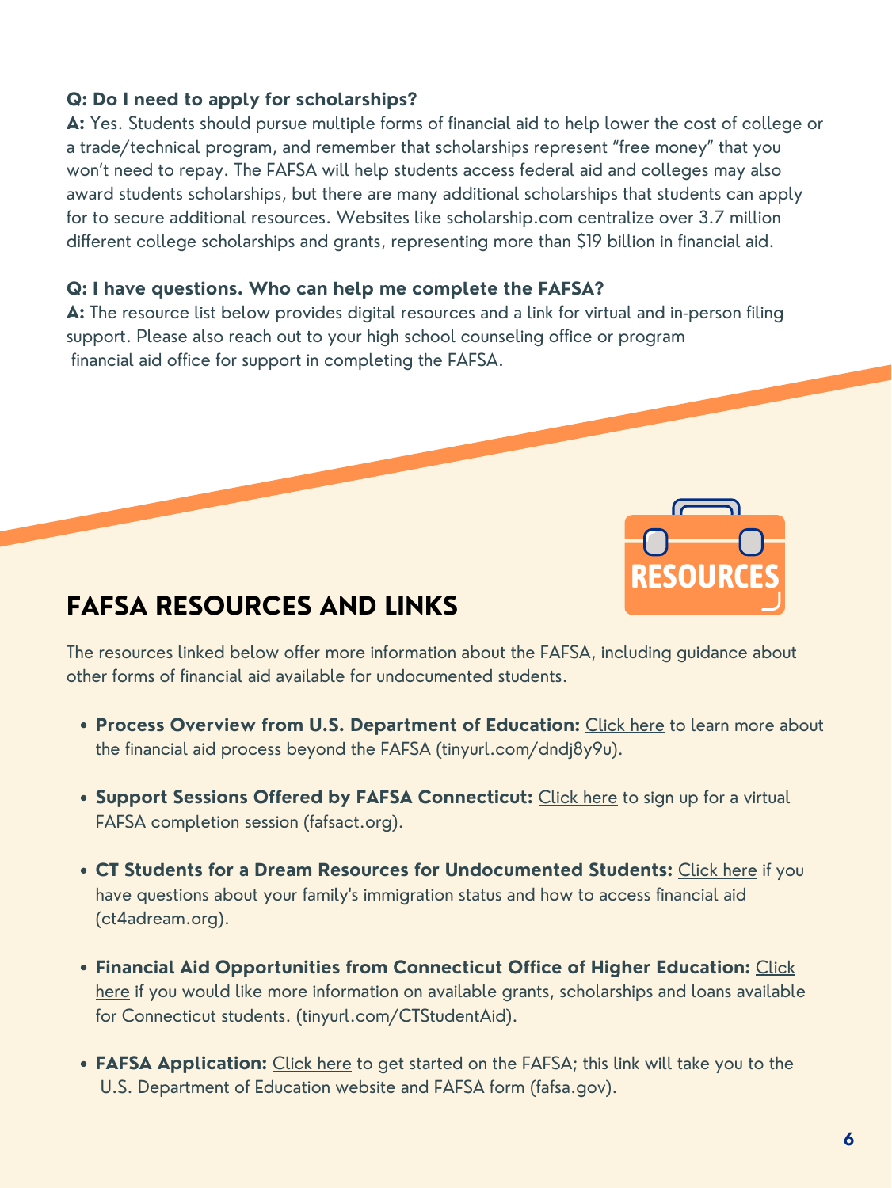**Q: Do I need to apply for scholarships?**

**A:** Yes. Students should pursue multiple forms of financial aid to help lower the cost of college or a trade/technical program, and remember that scholarships represent "free money" that you won't need to repay. The FAFSA will help students access federal aid and colleges may also award students scholarships, but there are many additional scholarships that students can apply for to secure additional resources. Websites like scholarship.com centralize over 3.7 million different college scholarships and grants, representing more than $19 billion in financial aid.

**Q: I have questions. Who can help me complete the FAFSA?**

**A:** The resource list below provides digital resources and a link for virtual and in-person filing support. Please also reach out to your high school counseling office or program financial aid office for support in completing the FAFSA.

## FAFSA RESOURCES AND LINKS

The resources linked below offer more information about the FAFSA, including guidance about other forms of financial aid available for undocumented students.

- **Process Overview from U.S. Department of Education:** Click here to learn more about the financial aid process beyond the FAFSA (tinyurl.com/dndj8y9u).
- **Support Sessions Offered by FAFSA Connecticut:** Click here to sign up for a virtual FAFSA completion session (fafsact.org).
- **CT Students for a Dream Resources for Undocumented Students:** Click here if you have questions about your family's immigration status and how to access financial aid (ct4adream.org).
- **Financial Aid Opportunities from Connecticut Office of Higher Education:** Click here if you would like more information on available grants, scholarships and loans available for Connecticut students. (tinyurl.com/CTStudentAid).
- **FAFSA Application:** Click here to get started on the FAFSA; this link will take you to the U.S. Department of Education website and FAFSA form (fafsa.gov).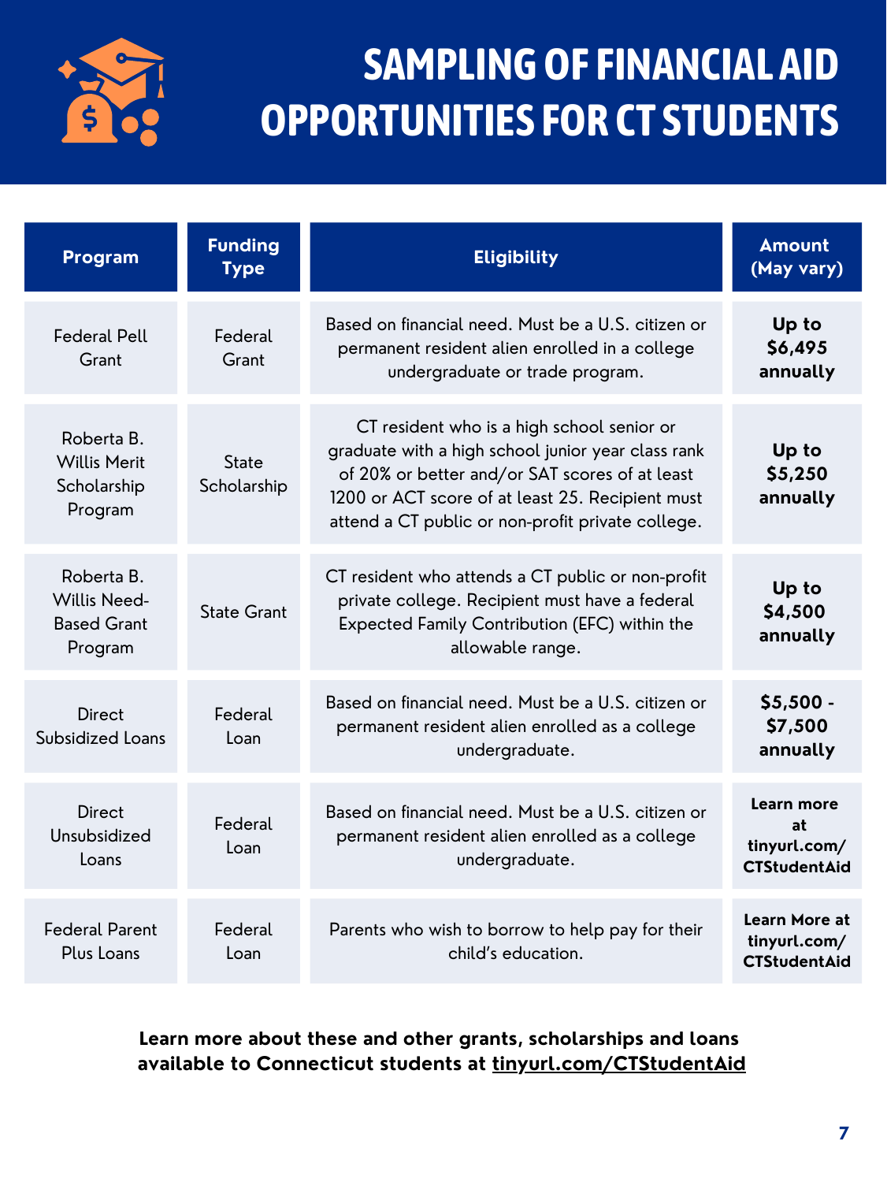# SAMPLING OF FINANCIAL AID OPPORTUNITIES FOR CT STUDENTS

| Program | Funding Type | Eligibility | Amount (May vary) |
|---|---|---|---|
| Federal Pell Grant | Federal Grant | Based on financial need. Must be a U.S. citizen or permanent resident alien enrolled in a college undergraduate or trade program. | **Up to $6,495 annually** |
| Roberta B. Willis Merit Scholarship Program | State Scholarship | CT resident who is a high school senior or graduate with a high school junior year class rank of 20% or better and/or SAT scores of at least 1200 or ACT score of at least 25. Recipient must attend a CT public or non-profit private college. | **Up to $5,250 annually** |
| Roberta B. Willis Need-Based Grant Program | State Grant | CT resident who attends a CT public or non-profit private college. Recipient must have a federal Expected Family Contribution (EFC) within the allowable range. | **Up to $4,500 annually** |
| Direct Subsidized Loans | Federal Loan | Based on financial need. Must be a U.S. citizen or permanent resident alien enrolled as a college undergraduate. | **$5,500 - $7,500 annually** |
| Direct Unsubsidized Loans | Federal Loan | Based on financial need. Must be a U.S. citizen or permanent resident alien enrolled as a college undergraduate. | **Learn more at tinyurl.com/CTStudentAid** |
| Federal Parent Plus Loans | Federal Loan | Parents who wish to borrow to help pay for their child's education. | **Learn More at tinyurl.com/CTStudentAid** |

**Learn more about these and other grants, scholarships and loans available to Connecticut students at tinyurl.com/CTStudentAid**